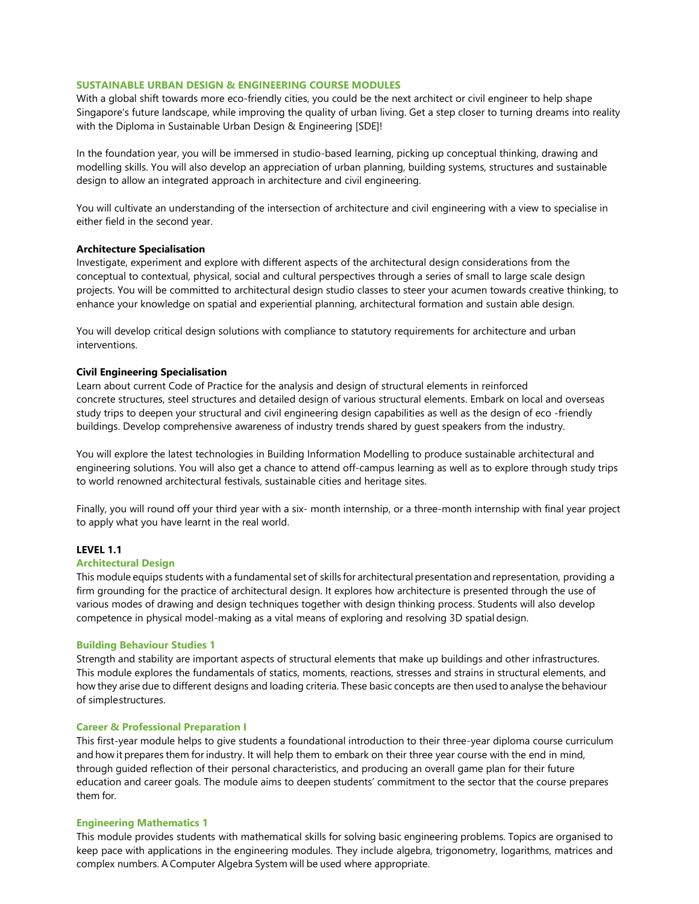## SUSTAINABLE URBAN DESIGN & ENGINEERING COURSE MODULES

With a global shift towards more eco-friendly cities, you could be the next architect or civil engineer to help shape Singapore's future landscape, while improving the quality of urban living. Get a step closer to turning dreams into reality with the Diploma in Sustainable Urban Design & Engineering [SDE]!

In the foundation year, you will be immersed in studio-based learning, picking up conceptual thinking, drawing and modelling skills. You will also develop an appreciation of urban planning, building systems, structures and sustainable design to allow an integrated approach in architecture and civil engineering.

You will cultivate an understanding of the intersection of architecture and civil engineering with a view to specialise in either field in the second year.

**Architecture Specialisation**

Investigate, experiment and explore with different aspects of the architectural design considerations from the conceptual to contextual, physical, social and cultural perspectives through a series of small to large scale design projects. You will be committed to architectural design studio classes to steer your acumen towards creative thinking, to enhance your knowledge on spatial and experiential planning, architectural formation and sustain able design.

You will develop critical design solutions with compliance to statutory requirements for architecture and urban interventions.

**Civil Engineering Specialisation**

Learn about current Code of Practice for the analysis and design of structural elements in reinforced concrete structures, steel structures and detailed design of various structural elements. Embark on local and overseas study trips to deepen your structural and civil engineering design capabilities as well as the design of eco -friendly buildings. Develop comprehensive awareness of industry trends shared by guest speakers from the industry.

You will explore the latest technologies in Building Information Modelling to produce sustainable architectural and engineering solutions. You will also get a chance to attend off-campus learning as well as to explore through study trips to world renowned architectural festivals, sustainable cities and heritage sites.

Finally, you will round off your third year with a six- month internship, or a three-month internship with final year project to apply what you have learnt in the real world.

### LEVEL 1.1

#### Architectural Design

This module equips students with a fundamental set of skills for architectural presentation and representation, providing a firm grounding for the practice of architectural design. It explores how architecture is presented through the use of various modes of drawing and design techniques together with design thinking process. Students will also develop competence in physical model-making as a vital means of exploring and resolving 3D spatial design.

#### Building Behaviour Studies 1

Strength and stability are important aspects of structural elements that make up buildings and other infrastructures. This module explores the fundamentals of statics, moments, reactions, stresses and strains in structural elements, and how they arise due to different designs and loading criteria. These basic concepts are then used to analyse the behaviour of simple structures.

#### Career & Professional Preparation I

This first-year module helps to give students a foundational introduction to their three-year diploma course curriculum and how it prepares them for industry. It will help them to embark on their three year course with the end in mind, through guided reflection of their personal characteristics, and producing an overall game plan for their future education and career goals. The module aims to deepen students' commitment to the sector that the course prepares them for.

#### Engineering Mathematics 1

This module provides students with mathematical skills for solving basic engineering problems. Topics are organised to keep pace with applications in the engineering modules. They include algebra, trigonometry, logarithms, matrices and complex numbers. A Computer Algebra System will be used where appropriate.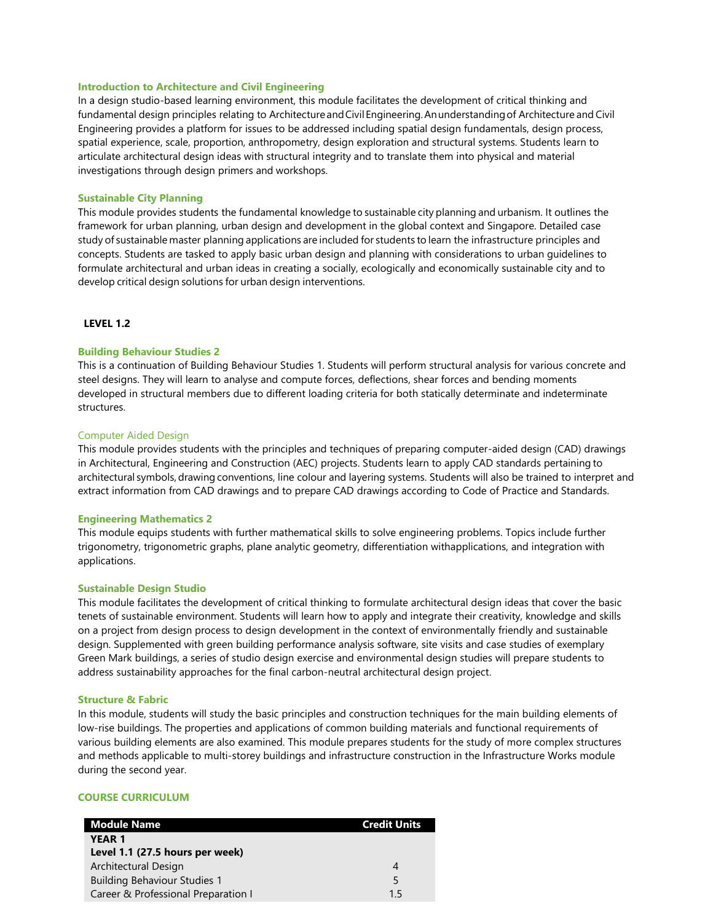### Introduction to Architecture and Civil Engineering

In a design studio-based learning environment, this module facilitates the development of critical thinking and fundamental design principles relating to Architecture and Civil Engineering. An understanding of Architecture and Civil Engineering provides a platform for issues to be addressed including spatial design fundamentals, design process, spatial experience, scale, proportion, anthropometry, design exploration and structural systems. Students learn to articulate architectural design ideas with structural integrity and to translate them into physical and material investigations through design primers and workshops.

### Sustainable City Planning

This module provides students the fundamental knowledge to sustainable city planning and urbanism. It outlines the framework for urban planning, urban design and development in the global context and Singapore. Detailed case study of sustainable master planning applications are included for students to learn the infrastructure principles and concepts. Students are tasked to apply basic urban design and planning with considerations to urban guidelines to formulate architectural and urban ideas in creating a socially, ecologically and economically sustainable city and to develop critical design solutions for urban design interventions.

## LEVEL 1.2

### Building Behaviour Studies 2

This is a continuation of Building Behaviour Studies 1. Students will perform structural analysis for various concrete and steel designs. They will learn to analyse and compute forces, deflections, shear forces and bending moments developed in structural members due to different loading criteria for both statically determinate and indeterminate structures.

### Computer Aided Design

This module provides students with the principles and techniques of preparing computer-aided design (CAD) drawings in Architectural, Engineering and Construction (AEC) projects. Students learn to apply CAD standards pertaining to architectural symbols, drawing conventions, line colour and layering systems. Students will also be trained to interpret and extract information from CAD drawings and to prepare CAD drawings according to Code of Practice and Standards.

### Engineering Mathematics 2

This module equips students with further mathematical skills to solve engineering problems. Topics include further trigonometry, trigonometric graphs, plane analytic geometry, differentiation withapplications, and integration with applications.

### Sustainable Design Studio

This module facilitates the development of critical thinking to formulate architectural design ideas that cover the basic tenets of sustainable environment. Students will learn how to apply and integrate their creativity, knowledge and skills on a project from design process to design development in the context of environmentally friendly and sustainable design. Supplemented with green building performance analysis software, site visits and case studies of exemplary Green Mark buildings, a series of studio design exercise and environmental design studies will prepare students to address sustainability approaches for the final carbon-neutral architectural design project.

### Structure & Fabric

In this module, students will study the basic principles and construction techniques for the main building elements of low-rise buildings. The properties and applications of common building materials and functional requirements of various building elements are also examined. This module prepares students for the study of more complex structures and methods applicable to multi-storey buildings and infrastructure construction in the Infrastructure Works module during the second year.

### COURSE CURRICULUM

| Module Name | Credit Units |
|---|---|
| **YEAR 1** | |
| **Level 1.1 (27.5 hours per week)** | |
| Architectural Design | 4 |
| Building Behaviour Studies 1 | 5 |
| Career & Professional Preparation I | 1.5 |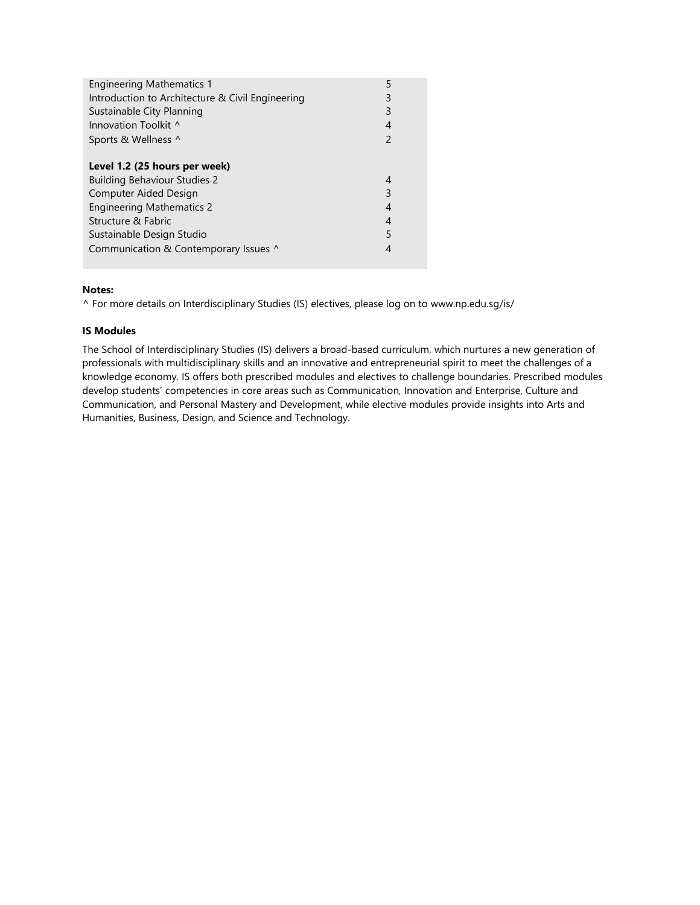| | |
|---|---|
| Engineering Mathematics 1 | 5 |
| Introduction to Architecture & Civil Engineering | 3 |
| Sustainable City Planning | 3 |
| Innovation Toolkit ^ | 4 |
| Sports & Wellness ^ | 2 |
| **Level 1.2 (25 hours per week)** | |
| Building Behaviour Studies 2 | 4 |
| Computer Aided Design | 3 |
| Engineering Mathematics 2 | 4 |
| Structure & Fabric | 4 |
| Sustainable Design Studio | 5 |
| Communication & Contemporary Issues ^ | 4 |

**Notes:**

^ For more details on Interdisciplinary Studies (IS) electives, please log on to www.np.edu.sg/is/

**IS Modules**

The School of Interdisciplinary Studies (IS) delivers a broad-based curriculum, which nurtures a new generation of professionals with multidisciplinary skills and an innovative and entrepreneurial spirit to meet the challenges of a knowledge economy. IS offers both prescribed modules and electives to challenge boundaries. Prescribed modules develop students' competencies in core areas such as Communication, Innovation and Enterprise, Culture and Communication, and Personal Mastery and Development, while elective modules provide insights into Arts and Humanities, Business, Design, and Science and Technology.